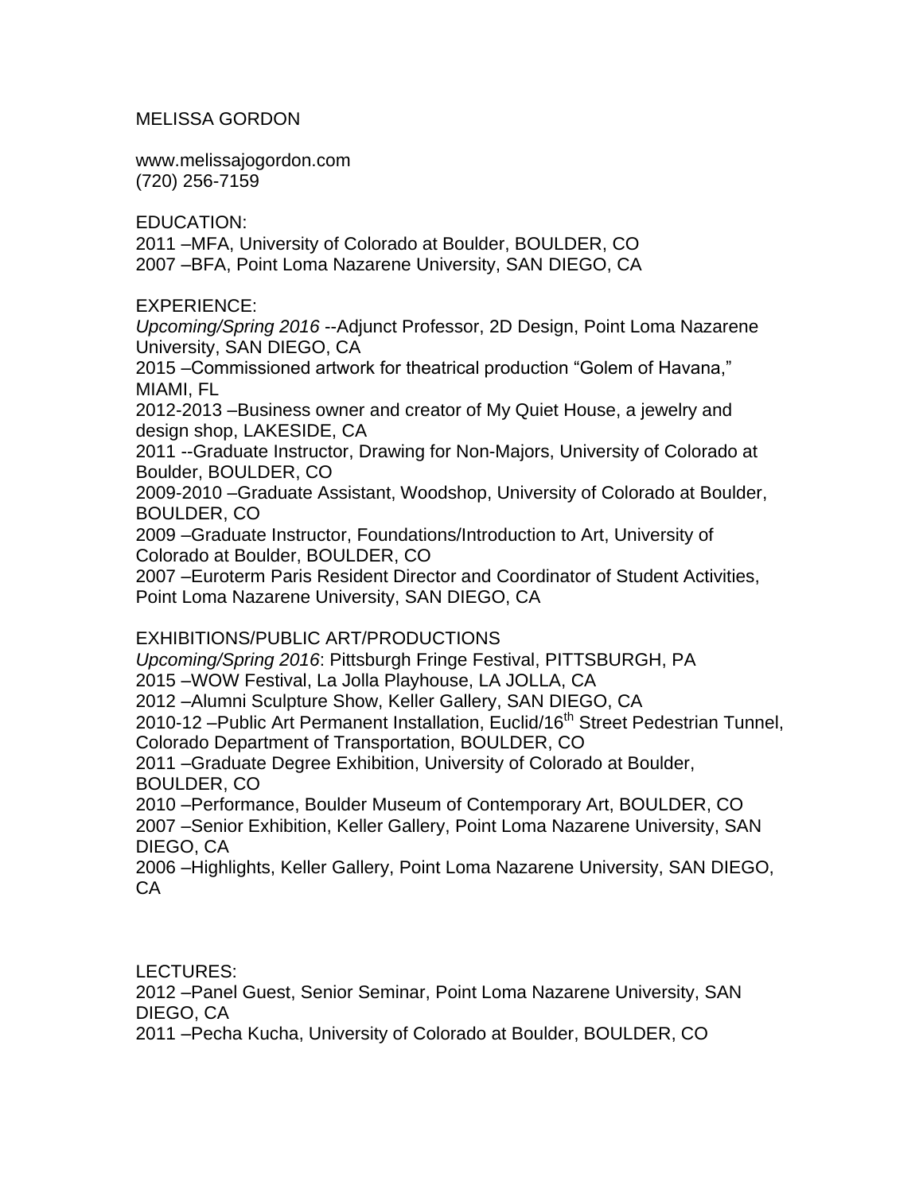# MELISSA GORDON

www.melissajogordon.com
(720) 256-7159

## EDUCATION:

2011 –MFA, University of Colorado at Boulder, BOULDER, CO
2007 –BFA, Point Loma Nazarene University, SAN DIEGO, CA

## EXPERIENCE:

*Upcoming/Spring 2016* --Adjunct Professor, 2D Design, Point Loma Nazarene University, SAN DIEGO, CA
2015 –Commissioned artwork for theatrical production “Golem of Havana,” MIAMI, FL
2012-2013 –Business owner and creator of My Quiet House, a jewelry and design shop, LAKESIDE, CA
2011 --Graduate Instructor, Drawing for Non-Majors, University of Colorado at Boulder, BOULDER, CO
2009-2010 –Graduate Assistant, Woodshop, University of Colorado at Boulder, BOULDER, CO
2009 –Graduate Instructor, Foundations/Introduction to Art, University of Colorado at Boulder, BOULDER, CO
2007 –Euroterm Paris Resident Director and Coordinator of Student Activities, Point Loma Nazarene University, SAN DIEGO, CA

## EXHIBITIONS/PUBLIC ART/PRODUCTIONS

*Upcoming/Spring 2016*: Pittsburgh Fringe Festival, PITTSBURGH, PA
2015 –WOW Festival, La Jolla Playhouse, LA JOLLA, CA
2012 –Alumni Sculpture Show, Keller Gallery, SAN DIEGO, CA
2010-12 –Public Art Permanent Installation, Euclid/16th Street Pedestrian Tunnel, Colorado Department of Transportation, BOULDER, CO
2011 –Graduate Degree Exhibition, University of Colorado at Boulder, BOULDER, CO
2010 –Performance, Boulder Museum of Contemporary Art, BOULDER, CO
2007 –Senior Exhibition, Keller Gallery, Point Loma Nazarene University, SAN DIEGO, CA
2006 –Highlights, Keller Gallery, Point Loma Nazarene University, SAN DIEGO, CA

## LECTURES:

2012 –Panel Guest, Senior Seminar, Point Loma Nazarene University, SAN DIEGO, CA
2011 –Pecha Kucha, University of Colorado at Boulder, BOULDER, CO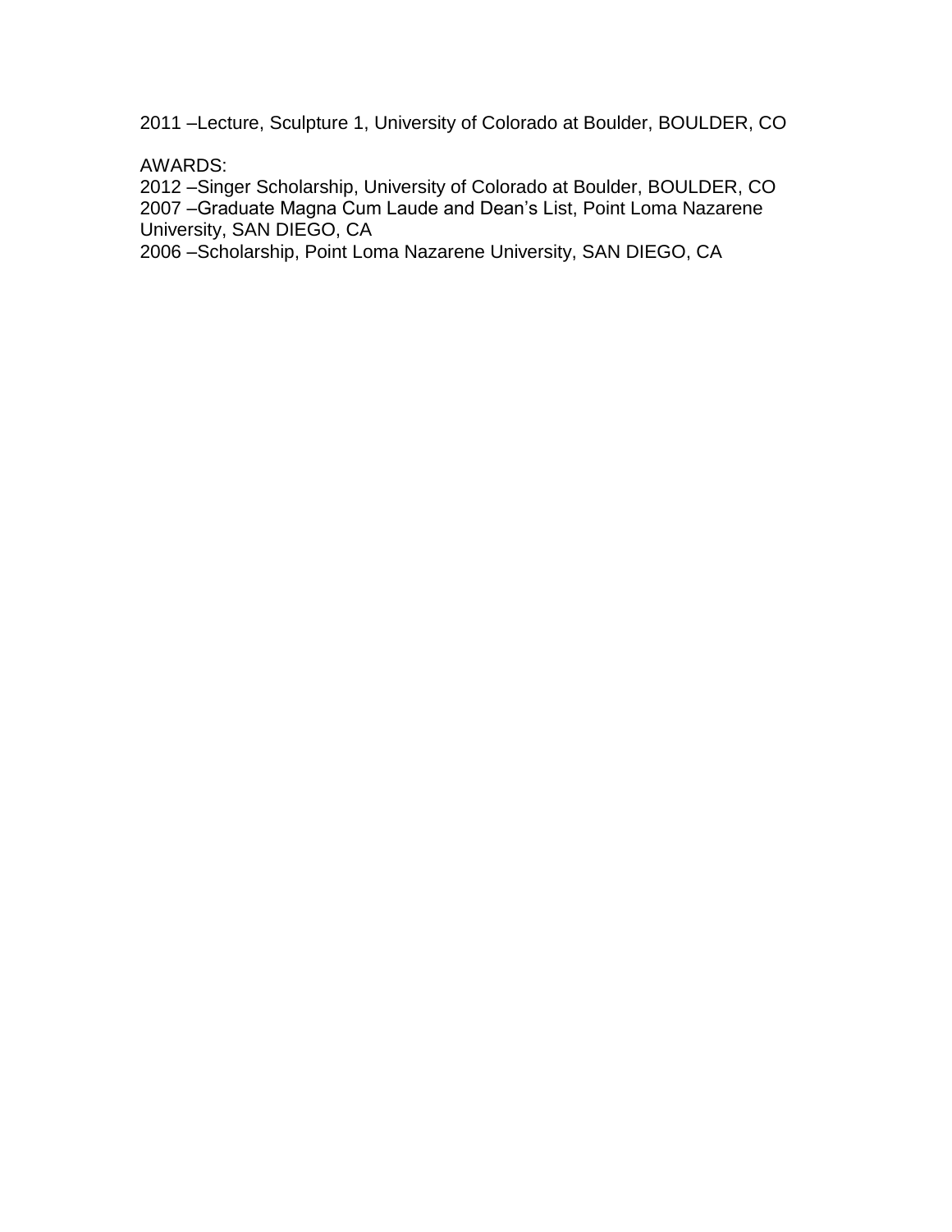2011 –Lecture, Sculpture 1, University of Colorado at Boulder, BOULDER, CO

AWARDS:

2012 –Singer Scholarship, University of Colorado at Boulder, BOULDER, CO
2007 –Graduate Magna Cum Laude and Dean's List, Point Loma Nazarene University, SAN DIEGO, CA
2006 –Scholarship, Point Loma Nazarene University, SAN DIEGO, CA